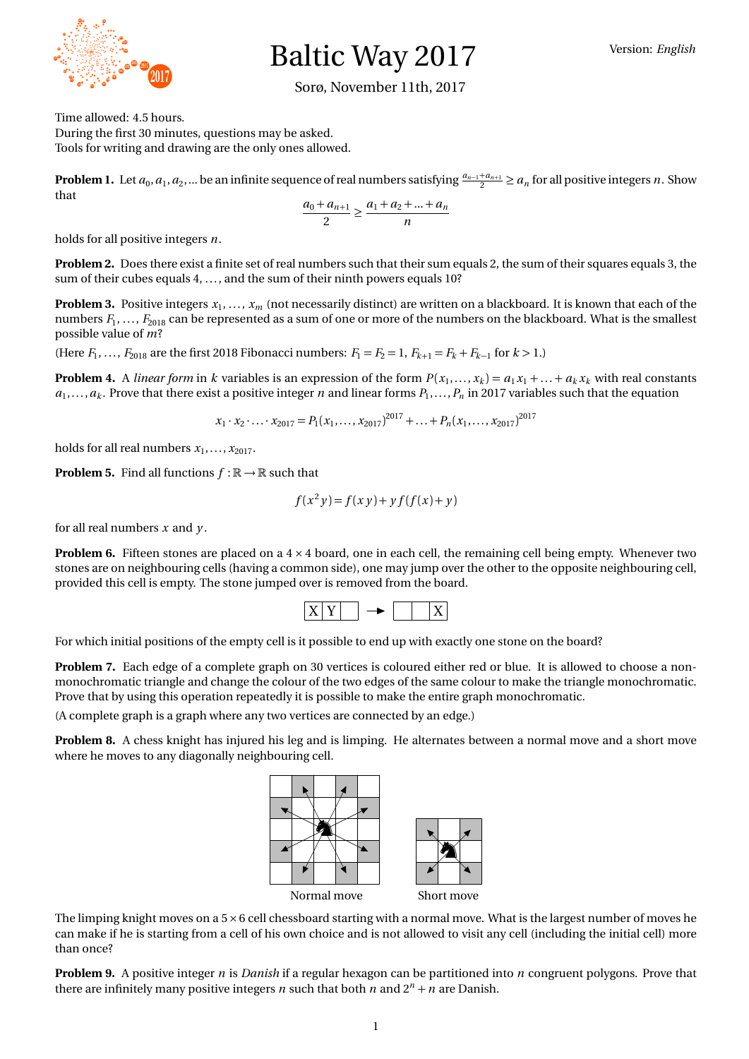# Baltic Way 2017

Version: *English*

Sorø, November 11th, 2017

Time allowed: 4.5 hours.
During the first 30 minutes, questions may be asked.
Tools for writing and drawing are the only ones allowed.

**Problem 1.** Let $a_0, a_1, a_2, \ldots$ be an infinite sequence of real numbers satisfying $\frac{a_{n-1}+a_{n+1}}{2} \geq a_n$ for all positive integers $n$. Show that

$$\frac{a_0 + a_{n+1}}{2} \geq \frac{a_1 + a_2 + \ldots + a_n}{n}$$

holds for all positive integers $n$.

**Problem 2.** Does there exist a finite set of real numbers such that their sum equals 2, the sum of their squares equals 3, the sum of their cubes equals 4, ..., and the sum of their ninth powers equals 10?

**Problem 3.** Positive integers $x_1, \ldots, x_m$ (not necessarily distinct) are written on a blackboard. It is known that each of the numbers $F_1, \ldots, F_{2018}$ can be represented as a sum of one or more of the numbers on the blackboard. What is the smallest possible value of $m$?

(Here $F_1, \ldots, F_{2018}$ are the first 2018 Fibonacci numbers: $F_1 = F_2 = 1$, $F_{k+1} = F_k + F_{k-1}$ for $k > 1$.)

**Problem 4.** A *linear form* in $k$ variables is an expression of the form $P(x_1, \ldots, x_k) = a_1 x_1 + \ldots + a_k x_k$ with real constants $a_1, \ldots, a_k$. Prove that there exist a positive integer $n$ and linear forms $P_1, \ldots, P_n$ in 2017 variables such that the equation

$$x_1 \cdot x_2 \cdot \ldots \cdot x_{2017} = P_1(x_1, \ldots, x_{2017})^{2017} + \ldots + P_n(x_1, \ldots, x_{2017})^{2017}$$

holds for all real numbers $x_1, \ldots, x_{2017}$.

**Problem 5.** Find all functions $f : \mathbb{R} \to \mathbb{R}$ such that

$$f(x^2 y) = f(xy) + y f(f(x) + y)$$

for all real numbers $x$ and $y$.

**Problem 6.** Fifteen stones are placed on a $4 \times 4$ board, one in each cell, the remaining cell being empty. Whenever two stones are on neighbouring cells (having a common side), one may jump over the other to the opposite neighbouring cell, provided this cell is empty. The stone jumped over is removed from the board.

| X | Y |   |
|---|---|---|

$\longrightarrow$

|   |   | X |
|---|---|---|

For which initial positions of the empty cell is it possible to end up with exactly one stone on the board?

**Problem 7.** Each edge of a complete graph on 30 vertices is coloured either red or blue. It is allowed to choose a non-monochromatic triangle and change the colour of the two edges of the same colour to make the triangle monochromatic. Prove that by using this operation repeatedly it is possible to make the entire graph monochromatic.

(A complete graph is a graph where any two vertices are connected by an edge.)

**Problem 8.** A chess knight has injured his leg and is limping. He alternates between a normal move and a short move where he moves to any diagonally neighbouring cell.

Normal move

Short move

The limping knight moves on a $5 \times 6$ cell chessboard starting with a normal move. What is the largest number of moves he can make if he is starting from a cell of his own choice and is not allowed to visit any cell (including the initial cell) more than once?

**Problem 9.** A positive integer $n$ is *Danish* if a regular hexagon can be partitioned into $n$ congruent polygons. Prove that there are infinitely many positive integers $n$ such that both $n$ and $2^n + n$ are Danish.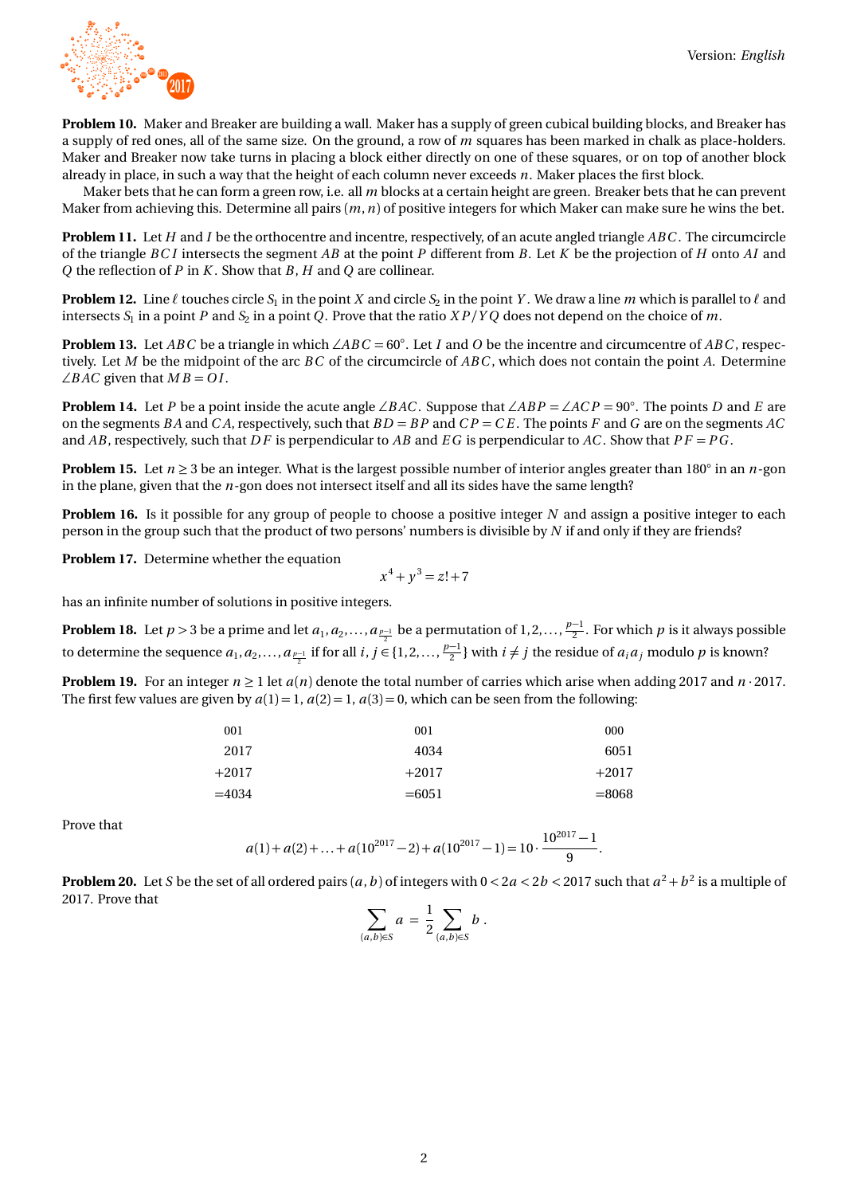**Problem 10.** Maker and Breaker are building a wall. Maker has a supply of green cubical building blocks, and Breaker has a supply of red ones, all of the same size. On the ground, a row of $m$ squares has been marked in chalk as place-holders. Maker and Breaker now take turns in placing a block either directly on one of these squares, or on top of another block already in place, in such a way that the height of each column never exceeds $n$. Maker places the first block.

Maker bets that he can form a green row, i.e. all $m$ blocks at a certain height are green. Breaker bets that he can prevent Maker from achieving this. Determine all pairs $(m,n)$ of positive integers for which Maker can make sure he wins the bet.

**Problem 11.** Let $H$ and $I$ be the orthocentre and incentre, respectively, of an acute angled triangle $ABC$. The circumcircle of the triangle $BCI$ intersects the segment $AB$ at the point $P$ different from $B$. Let $K$ be the projection of $H$ onto $AI$ and $Q$ the reflection of $P$ in $K$. Show that $B$, $H$ and $Q$ are collinear.

**Problem 12.** Line $\ell$ touches circle $S_1$ in the point $X$ and circle $S_2$ in the point $Y$. We draw a line $m$ which is parallel to $\ell$ and intersects $S_1$ in a point $P$ and $S_2$ in a point $Q$. Prove that the ratio $XP/YQ$ does not depend on the choice of $m$.

**Problem 13.** Let $ABC$ be a triangle in which $\angle ABC = 60°$. Let $I$ and $O$ be the incentre and circumcentre of $ABC$, respectively. Let $M$ be the midpoint of the arc $BC$ of the circumcircle of $ABC$, which does not contain the point $A$. Determine $\angle BAC$ given that $MB = OI$.

**Problem 14.** Let $P$ be a point inside the acute angle $\angle BAC$. Suppose that $\angle ABP = \angle ACP = 90°$. The points $D$ and $E$ are on the segments $BA$ and $CA$, respectively, such that $BD = BP$ and $CP = CE$. The points $F$ and $G$ are on the segments $AC$ and $AB$, respectively, such that $DF$ is perpendicular to $AB$ and $EG$ is perpendicular to $AC$. Show that $PF = PG$.

**Problem 15.** Let $n \geq 3$ be an integer. What is the largest possible number of interior angles greater than $180°$ in an $n$-gon in the plane, given that the $n$-gon does not intersect itself and all its sides have the same length?

**Problem 16.** Is it possible for any group of people to choose a positive integer $N$ and assign a positive integer to each person in the group such that the product of two persons' numbers is divisible by $N$ if and only if they are friends?

**Problem 17.** Determine whether the equation

$$x^4 + y^3 = z! + 7$$

has an infinite number of solutions in positive integers.

**Problem 18.** Let $p > 3$ be a prime and let $a_1, a_2, \ldots, a_{\frac{p-1}{2}}$ be a permutation of $1, 2, \ldots, \frac{p-1}{2}$. For which $p$ is it always possible to determine the sequence $a_1, a_2, \ldots, a_{\frac{p-1}{2}}$ if for all $i, j \in \{1, 2, \ldots, \frac{p-1}{2}\}$ with $i \neq j$ the residue of $a_i a_j$ modulo $p$ is known?

**Problem 19.** For an integer $n \geq 1$ let $a(n)$ denote the total number of carries which arise when adding 2017 and $n \cdot 2017$. The first few values are given by $a(1) = 1$, $a(2) = 1$, $a(3) = 0$, which can be seen from the following:

| | | |
|---|---|---|
| 001 | 001 | 000 |
| 2017 | 4034 | 6051 |
| +2017 | +2017 | +2017 |
| =4034 | =6051 | =8068 |

Prove that

$$a(1) + a(2) + \ldots + a(10^{2017} - 2) + a(10^{2017} - 1) = 10 \cdot \frac{10^{2017} - 1}{9}.$$

**Problem 20.** Let $S$ be the set of all ordered pairs $(a,b)$ of integers with $0 < 2a < 2b < 2017$ such that $a^2 + b^2$ is a multiple of 2017. Prove that

$$\sum_{(a,b) \in S} a = \frac{1}{2} \sum_{(a,b) \in S} b\,.$$